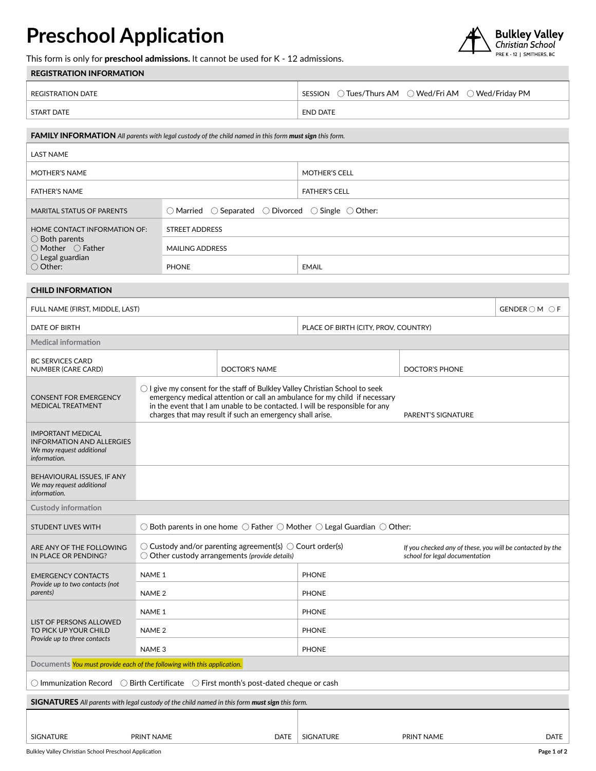# Preschool Application

**Bulkley Valley** Christian School
PRE K - 12 | SMITHERS, BC

This form is only for **preschool admissions.** It cannot be used for K - 12 admissions.

## REGISTRATION INFORMATION

| | |
|---|---|
| REGISTRATION DATE | SESSION ◯ Tues/Thurs AM ◯ Wed/Fri AM ◯ Wed/Friday PM |
| START DATE | END DATE |

## FAMILY INFORMATION *All parents with legal custody of the child named in this form **must sign** this form.*

| | | |
|---|---|---|
| LAST NAME | | |
| MOTHER'S NAME | | MOTHER'S CELL |
| FATHER'S NAME | | FATHER'S CELL |
| MARITAL STATUS OF PARENTS | ◯ Married ◯ Separated ◯ Divorced ◯ Single ◯ Other: | |
| HOME CONTACT INFORMATION OF: ◯ Both parents ◯ Mother ◯ Father ◯ Legal guardian ◯ Other: | STREET ADDRESS | |
| | MAILING ADDRESS | |
| | PHONE | EMAIL |

## CHILD INFORMATION

| | | |
|---|---|---|
| FULL NAME (FIRST, MIDDLE, LAST) | | GENDER ◯ M ◯ F |
| DATE OF BIRTH | PLACE OF BIRTH (CITY, PROV, COUNTRY) | |

**Medical information**

| | | |
|---|---|---|
| BC SERVICES CARD NUMBER (CARE CARD) | DOCTOR'S NAME | DOCTOR'S PHONE |

| | | |
|---|---|---|
| CONSENT FOR EMERGENCY MEDICAL TREATMENT | ◯ I give my consent for the staff of Bulkley Valley Christian School to seek emergency medical attention or call an ambulance for my child if necessary in the event that I am unable to be contacted. I will be responsible for any charges that may result if such an emergency shall arise. | PARENT'S SIGNATURE |
| IMPORTANT MEDICAL INFORMATION AND ALLERGIES *We may request additional information.* | | |
| BEHAVIOURAL ISSUES, IF ANY *We may request additional information.* | | |

**Custody information**

| | | |
|---|---|---|
| STUDENT LIVES WITH | ◯ Both parents in one home ◯ Father ◯ Mother ◯ Legal Guardian ◯ Other: | |
| ARE ANY OF THE FOLLOWING IN PLACE OR PENDING? | ◯ Custody and/or parenting agreement(s) ◯ Court order(s) ◯ Other custody arrangements *(provide details)* | *If you checked any of these, you will be contacted by the school for legal documentation* |
| EMERGENCY CONTACTS *Provide up to two contacts (not parents)* | NAME 1 | PHONE |
| | NAME 2 | PHONE |
| LIST OF PERSONS ALLOWED TO PICK UP YOUR CHILD *Provide up to three contacts* | NAME 1 | PHONE |
| | NAME 2 | PHONE |
| | NAME 3 | PHONE |

**Documents** *You must provide each of the following with this application.*

◯ Immunization Record ◯ Birth Certificate ◯ First month's post-dated cheque or cash

## SIGNATURES *All parents with legal custody of the child named in this form **must sign** this form.*

| | | | | | |
|---|---|---|---|---|---|
| SIGNATURE | PRINT NAME | DATE | SIGNATURE | PRINT NAME | DATE |

Bulkley Valley Christian School Preschool Application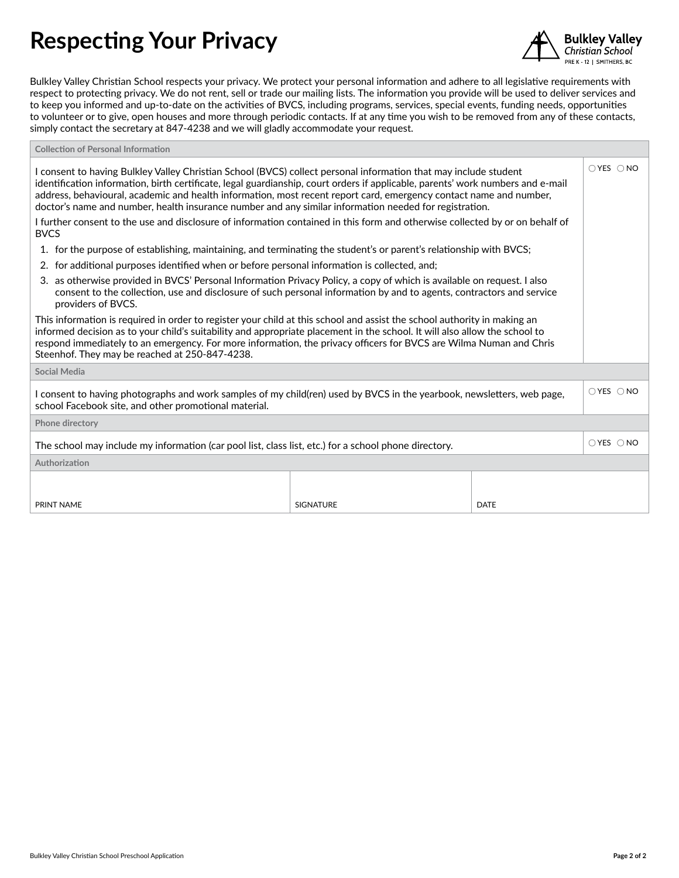# Respecting Your Privacy

**Bulkley Valley** *Christian School*
PRE K - 12 | SMITHERS, BC

Bulkley Valley Christian School respects your privacy. We protect your personal information and adhere to all legislative requirements with respect to protecting privacy. We do not rent, sell or trade our mailing lists. The information you provide will be used to deliver services and to keep you informed and up-to-date on the activities of BVCS, including programs, services, special events, funding needs, opportunities to volunteer or to give, open houses and more through periodic contacts. If at any time you wish to be removed from any of these contacts, simply contact the secretary at 847-4238 and we will gladly accommodate your request.

## Collection of Personal Information

I consent to having Bulkley Valley Christian School (BVCS) collect personal information that may include student identification information, birth certificate, legal guardianship, court orders if applicable, parents' work numbers and e-mail address, behavioural, academic and health information, most recent report card, emergency contact name and number, doctor's name and number, health insurance number and any similar information needed for registration.

I further consent to the use and disclosure of information contained in this form and otherwise collected by or on behalf of BVCS

1. for the purpose of establishing, maintaining, and terminating the student's or parent's relationship with BVCS;
2. for additional purposes identified when or before personal information is collected, and;
3. as otherwise provided in BVCS' Personal Information Privacy Policy, a copy of which is available on request. I also consent to the collection, use and disclosure of such personal information by and to agents, contractors and service providers of BVCS.

This information is required in order to register your child at this school and assist the school authority in making an informed decision as to your child's suitability and appropriate placement in the school. It will also allow the school to respond immediately to an emergency. For more information, the privacy officers for BVCS are Wilma Numan and Chris Steenhof. They may be reached at 250-847-4238.

○ YES ○ NO

## Social Media

I consent to having photographs and work samples of my child(ren) used by BVCS in the yearbook, newsletters, web page, school Facebook site, and other promotional material.

○ YES ○ NO

## Phone directory

The school may include my information (car pool list, class list, etc.) for a school phone directory.

○ YES ○ NO

## Authorization

| PRINT NAME | SIGNATURE | DATE |
|---|---|---|
| | | |

Bulkley Valley Christian School Preschool Application